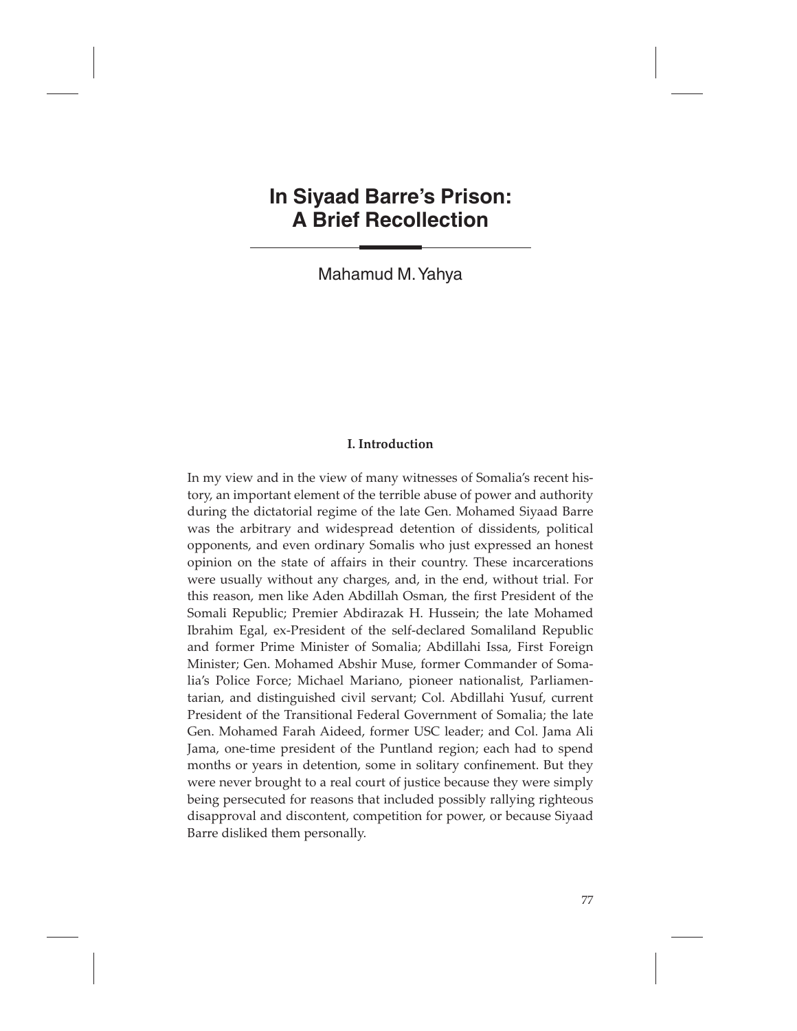# In Siyaad Barre's Prison: A Brief Recollection

Mahamud M. Yahya

### I. Introduction

In my view and in the view of many witnesses of Somalia's recent history, an important element of the terrible abuse of power and authority during the dictatorial regime of the late Gen. Mohamed Siyaad Barre was the arbitrary and widespread detention of dissidents, political opponents, and even ordinary Somalis who just expressed an honest opinion on the state of affairs in their country. These incarcerations were usually without any charges, and, in the end, without trial. For this reason, men like Aden Abdillah Osman, the first President of the Somali Republic; Premier Abdirazak H. Hussein; the late Mohamed Ibrahim Egal, ex-President of the self-declared Somaliland Republic and former Prime Minister of Somalia; Abdillahi Issa, First Foreign Minister; Gen. Mohamed Abshir Muse, former Commander of Somalia's Police Force; Michael Mariano, pioneer nationalist, Parliamentarian, and distinguished civil servant; Col. Abdillahi Yusuf, current President of the Transitional Federal Government of Somalia; the late Gen. Mohamed Farah Aideed, former USC leader; and Col. Jama Ali Jama, one-time president of the Puntland region; each had to spend months or years in detention, some in solitary confinement. But they were never brought to a real court of justice because they were simply being persecuted for reasons that included possibly rallying righteous disapproval and discontent, competition for power, or because Siyaad Barre disliked them personally.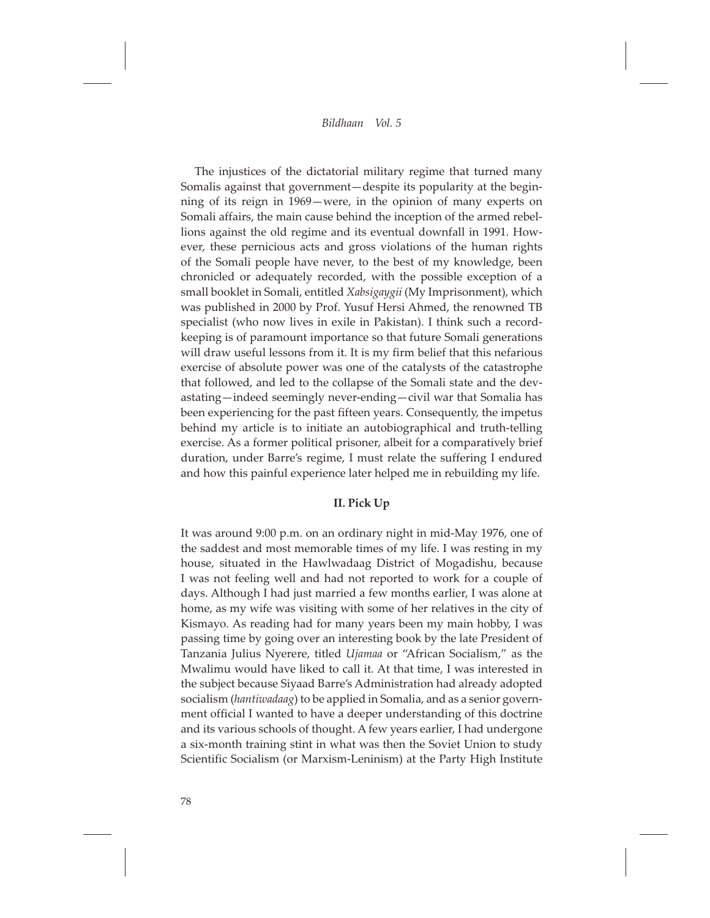The injustices of the dictatorial military regime that turned many Somalis against that government—despite its popularity at the beginning of its reign in 1969—were, in the opinion of many experts on Somali affairs, the main cause behind the inception of the armed rebellions against the old regime and its eventual downfall in 1991. However, these pernicious acts and gross violations of the human rights of the Somali people have never, to the best of my knowledge, been chronicled or adequately recorded, with the possible exception of a small booklet in Somali, entitled *Xabsigaygii* (My Imprisonment), which was published in 2000 by Prof. Yusuf Hersi Ahmed, the renowned TB specialist (who now lives in exile in Pakistan). I think such a record-keeping is of paramount importance so that future Somali generations will draw useful lessons from it. It is my firm belief that this nefarious exercise of absolute power was one of the catalysts of the catastrophe that followed, and led to the collapse of the Somali state and the devastating—indeed seemingly never-ending—civil war that Somalia has been experiencing for the past fifteen years. Consequently, the impetus behind my article is to initiate an autobiographical and truth-telling exercise. As a former political prisoner, albeit for a comparatively brief duration, under Barre's regime, I must relate the suffering I endured and how this painful experience later helped me in rebuilding my life.

## II. Pick Up

It was around 9:00 p.m. on an ordinary night in mid-May 1976, one of the saddest and most memorable times of my life. I was resting in my house, situated in the Hawlwadaag District of Mogadishu, because I was not feeling well and had not reported to work for a couple of days. Although I had just married a few months earlier, I was alone at home, as my wife was visiting with some of her relatives in the city of Kismayo. As reading had for many years been my main hobby, I was passing time by going over an interesting book by the late President of Tanzania Julius Nyerere, titled *Ujamaa* or "African Socialism," as the Mwalimu would have liked to call it. At that time, I was interested in the subject because Siyaad Barre's Administration had already adopted socialism (*hantiwadaag*) to be applied in Somalia, and as a senior government official I wanted to have a deeper understanding of this doctrine and its various schools of thought. A few years earlier, I had undergone a six-month training stint in what was then the Soviet Union to study Scientific Socialism (or Marxism-Leninism) at the Party High Institute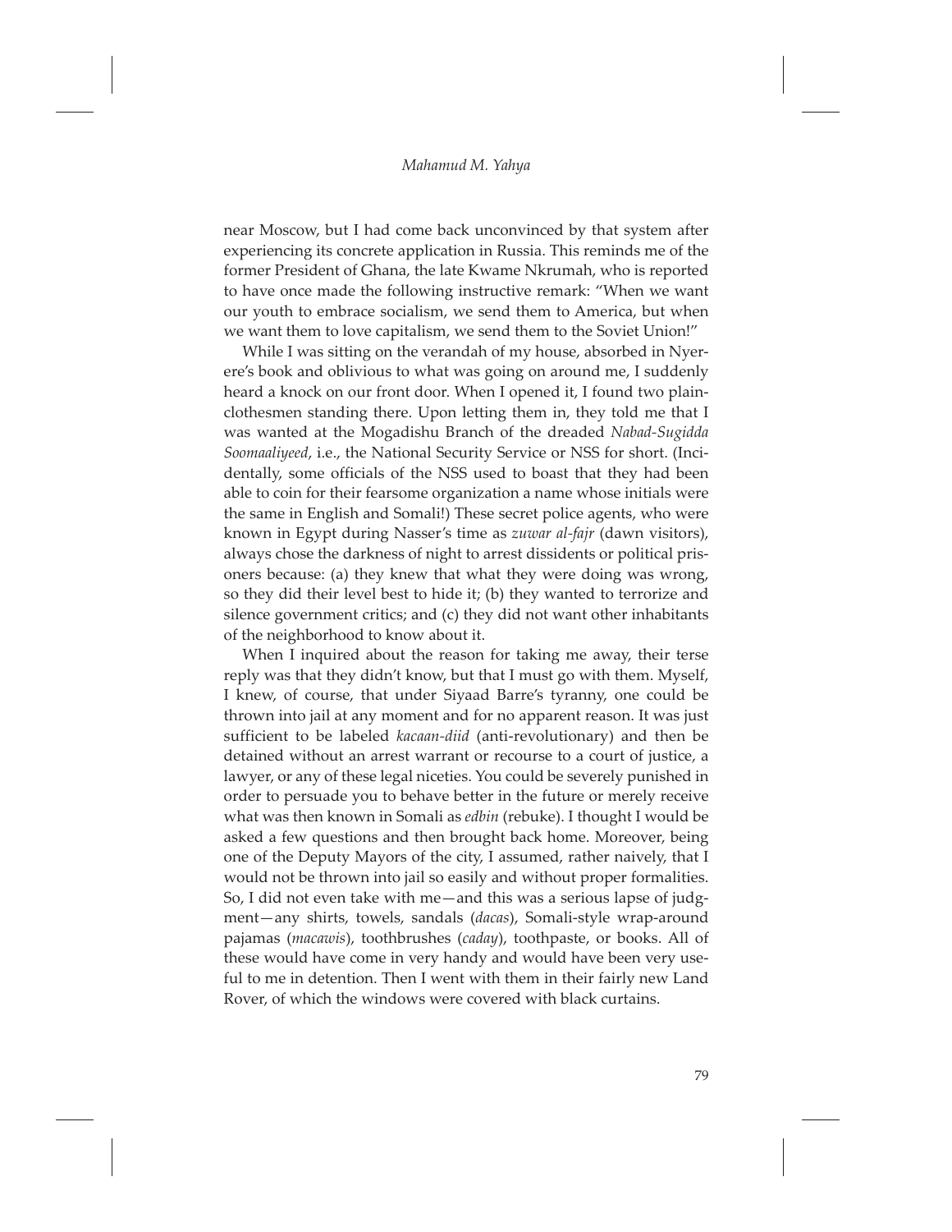near Moscow, but I had come back unconvinced by that system after experiencing its concrete application in Russia. This reminds me of the former President of Ghana, the late Kwame Nkrumah, who is reported to have once made the following instructive remark: "When we want our youth to embrace socialism, we send them to America, but when we want them to love capitalism, we send them to the Soviet Union!"

While I was sitting on the verandah of my house, absorbed in Nyerere's book and oblivious to what was going on around me, I suddenly heard a knock on our front door. When I opened it, I found two plainclothesmen standing there. Upon letting them in, they told me that I was wanted at the Mogadishu Branch of the dreaded *Nabad-Sugidda Soomaaliyeed*, i.e., the National Security Service or NSS for short. (Incidentally, some officials of the NSS used to boast that they had been able to coin for their fearsome organization a name whose initials were the same in English and Somali!) These secret police agents, who were known in Egypt during Nasser's time as *zuwar al-fajr* (dawn visitors), always chose the darkness of night to arrest dissidents or political prisoners because: (a) they knew that what they were doing was wrong, so they did their level best to hide it; (b) they wanted to terrorize and silence government critics; and (c) they did not want other inhabitants of the neighborhood to know about it.

When I inquired about the reason for taking me away, their terse reply was that they didn't know, but that I must go with them. Myself, I knew, of course, that under Siyaad Barre's tyranny, one could be thrown into jail at any moment and for no apparent reason. It was just sufficient to be labeled *kacaan-diid* (anti-revolutionary) and then be detained without an arrest warrant or recourse to a court of justice, a lawyer, or any of these legal niceties. You could be severely punished in order to persuade you to behave better in the future or merely receive what was then known in Somali as *edbin* (rebuke). I thought I would be asked a few questions and then brought back home. Moreover, being one of the Deputy Mayors of the city, I assumed, rather naively, that I would not be thrown into jail so easily and without proper formalities. So, I did not even take with me—and this was a serious lapse of judgment—any shirts, towels, sandals (*dacas*), Somali-style wrap-around pajamas (*macawis*), toothbrushes (*caday*), toothpaste, or books. All of these would have come in very handy and would have been very useful to me in detention. Then I went with them in their fairly new Land Rover, of which the windows were covered with black curtains.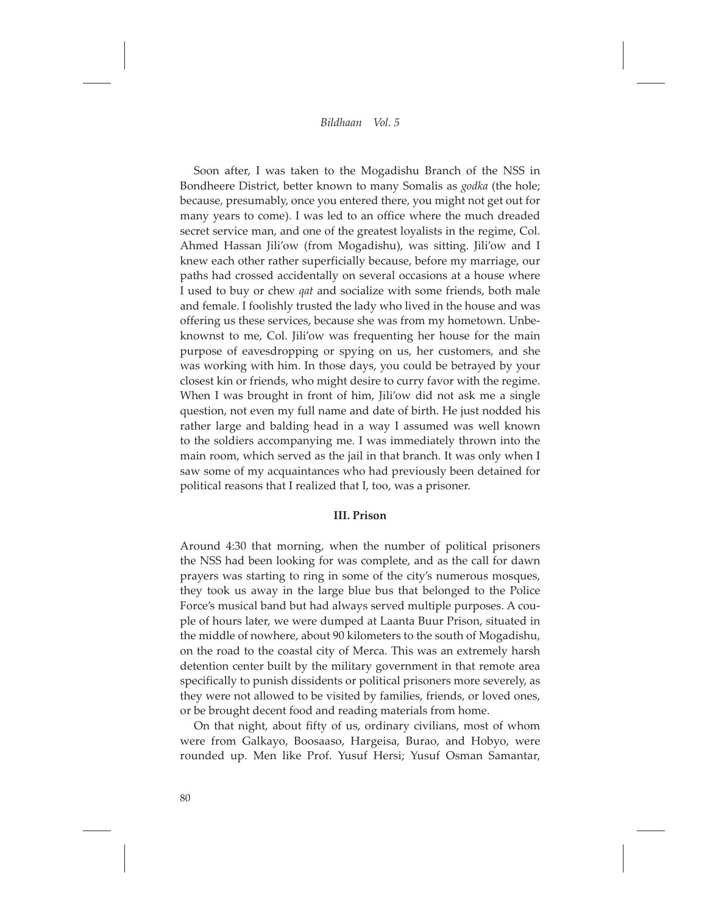Soon after, I was taken to the Mogadishu Branch of the NSS in Bondheere District, better known to many Somalis as *godka* (the hole; because, presumably, once you entered there, you might not get out for many years to come). I was led to an office where the much dreaded secret service man, and one of the greatest loyalists in the regime, Col. Ahmed Hassan Jili'ow (from Mogadishu), was sitting. Jili'ow and I knew each other rather superficially because, before my marriage, our paths had crossed accidentally on several occasions at a house where I used to buy or chew *qat* and socialize with some friends, both male and female. I foolishly trusted the lady who lived in the house and was offering us these services, because she was from my hometown. Unbeknownst to me, Col. Jili'ow was frequenting her house for the main purpose of eavesdropping or spying on us, her customers, and she was working with him. In those days, you could be betrayed by your closest kin or friends, who might desire to curry favor with the regime. When I was brought in front of him, Jili'ow did not ask me a single question, not even my full name and date of birth. He just nodded his rather large and balding head in a way I assumed was well known to the soldiers accompanying me. I was immediately thrown into the main room, which served as the jail in that branch. It was only when I saw some of my acquaintances who had previously been detained for political reasons that I realized that I, too, was a prisoner.

### III. Prison

Around 4:30 that morning, when the number of political prisoners the NSS had been looking for was complete, and as the call for dawn prayers was starting to ring in some of the city's numerous mosques, they took us away in the large blue bus that belonged to the Police Force's musical band but had always served multiple purposes. A couple of hours later, we were dumped at Laanta Buur Prison, situated in the middle of nowhere, about 90 kilometers to the south of Mogadishu, on the road to the coastal city of Merca. This was an extremely harsh detention center built by the military government in that remote area specifically to punish dissidents or political prisoners more severely, as they were not allowed to be visited by families, friends, or loved ones, or be brought decent food and reading materials from home.

On that night, about fifty of us, ordinary civilians, most of whom were from Galkayo, Boosaaso, Hargeisa, Burao, and Hobyo, were rounded up. Men like Prof. Yusuf Hersi; Yusuf Osman Samantar,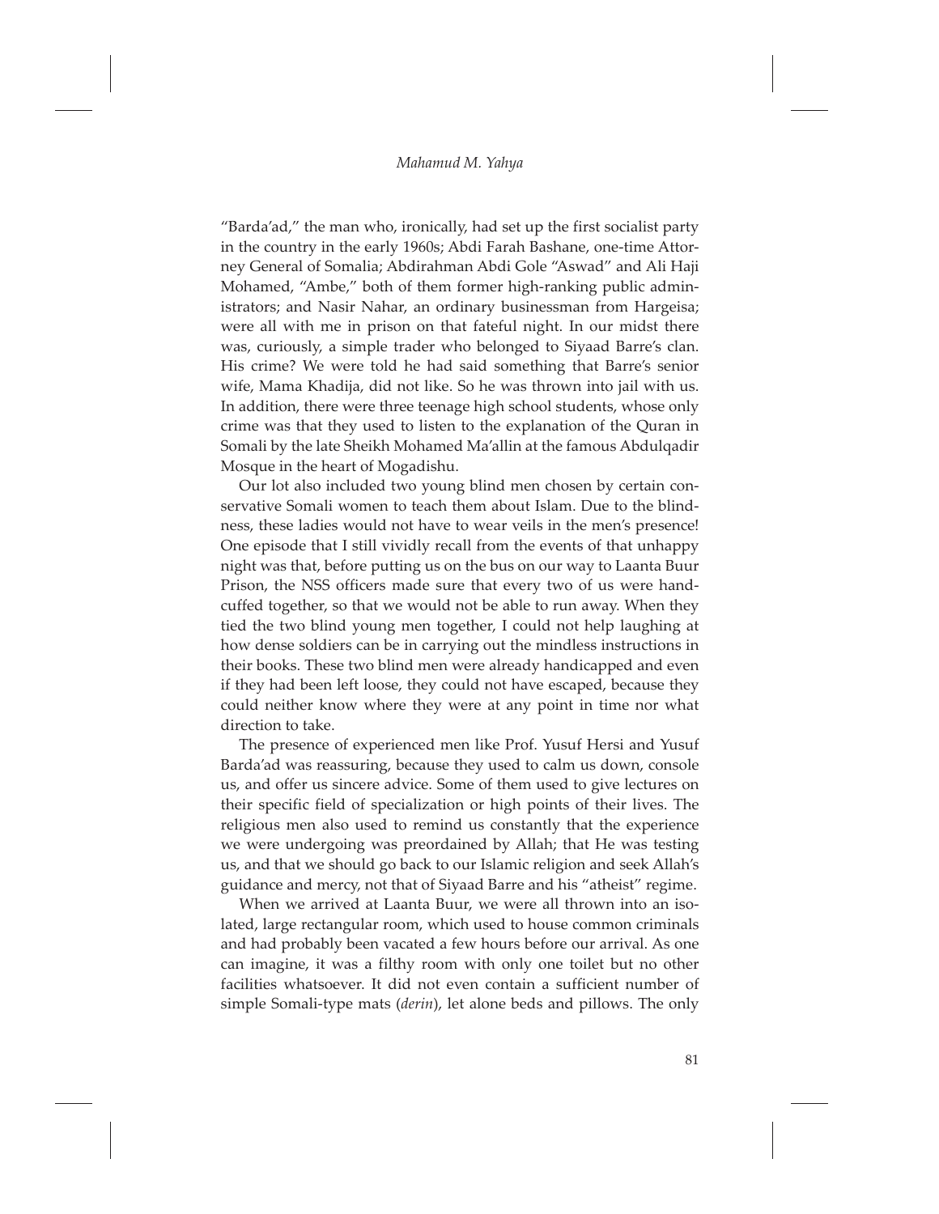"Barda'ad," the man who, ironically, had set up the first socialist party in the country in the early 1960s; Abdi Farah Bashane, one-time Attorney General of Somalia; Abdirahman Abdi Gole "Aswad" and Ali Haji Mohamed, "Ambe," both of them former high-ranking public administrators; and Nasir Nahar, an ordinary businessman from Hargeisa; were all with me in prison on that fateful night. In our midst there was, curiously, a simple trader who belonged to Siyaad Barre's clan. His crime? We were told he had said something that Barre's senior wife, Mama Khadija, did not like. So he was thrown into jail with us. In addition, there were three teenage high school students, whose only crime was that they used to listen to the explanation of the Quran in Somali by the late Sheikh Mohamed Ma'allin at the famous Abdulqadir Mosque in the heart of Mogadishu.

Our lot also included two young blind men chosen by certain conservative Somali women to teach them about Islam. Due to the blindness, these ladies would not have to wear veils in the men's presence! One episode that I still vividly recall from the events of that unhappy night was that, before putting us on the bus on our way to Laanta Buur Prison, the NSS officers made sure that every two of us were handcuffed together, so that we would not be able to run away. When they tied the two blind young men together, I could not help laughing at how dense soldiers can be in carrying out the mindless instructions in their books. These two blind men were already handicapped and even if they had been left loose, they could not have escaped, because they could neither know where they were at any point in time nor what direction to take.

The presence of experienced men like Prof. Yusuf Hersi and Yusuf Barda'ad was reassuring, because they used to calm us down, console us, and offer us sincere advice. Some of them used to give lectures on their specific field of specialization or high points of their lives. The religious men also used to remind us constantly that the experience we were undergoing was preordained by Allah; that He was testing us, and that we should go back to our Islamic religion and seek Allah's guidance and mercy, not that of Siyaad Barre and his "atheist" regime.

When we arrived at Laanta Buur, we were all thrown into an isolated, large rectangular room, which used to house common criminals and had probably been vacated a few hours before our arrival. As one can imagine, it was a filthy room with only one toilet but no other facilities whatsoever. It did not even contain a sufficient number of simple Somali-type mats (*derin*), let alone beds and pillows. The only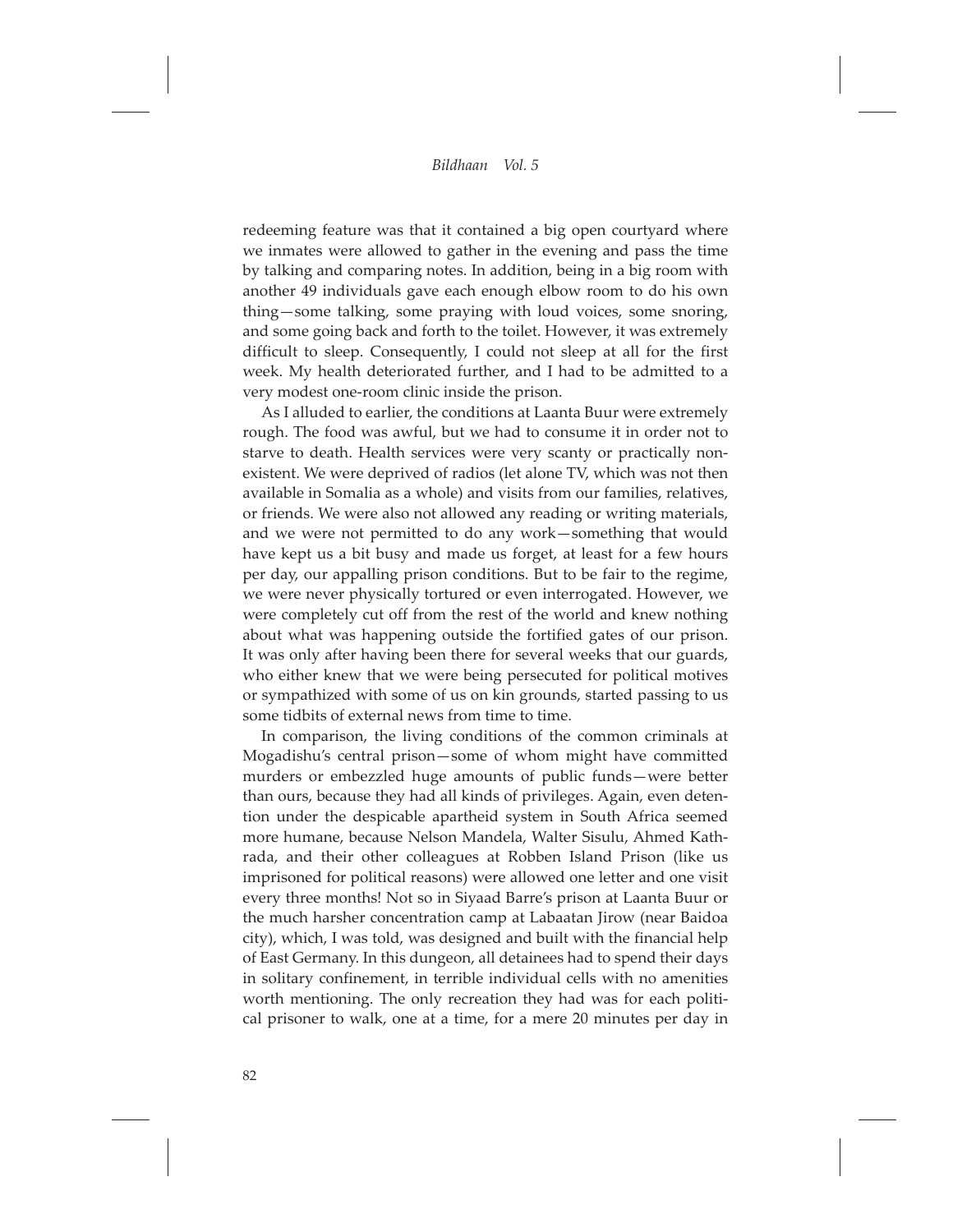redeeming feature was that it contained a big open courtyard where we inmates were allowed to gather in the evening and pass the time by talking and comparing notes. In addition, being in a big room with another 49 individuals gave each enough elbow room to do his own thing—some talking, some praying with loud voices, some snoring, and some going back and forth to the toilet. However, it was extremely difficult to sleep. Consequently, I could not sleep at all for the first week. My health deteriorated further, and I had to be admitted to a very modest one-room clinic inside the prison.

As I alluded to earlier, the conditions at Laanta Buur were extremely rough. The food was awful, but we had to consume it in order not to starve to death. Health services were very scanty or practically non-existent. We were deprived of radios (let alone TV, which was not then available in Somalia as a whole) and visits from our families, relatives, or friends. We were also not allowed any reading or writing materials, and we were not permitted to do any work—something that would have kept us a bit busy and made us forget, at least for a few hours per day, our appalling prison conditions. But to be fair to the regime, we were never physically tortured or even interrogated. However, we were completely cut off from the rest of the world and knew nothing about what was happening outside the fortified gates of our prison. It was only after having been there for several weeks that our guards, who either knew that we were being persecuted for political motives or sympathized with some of us on kin grounds, started passing to us some tidbits of external news from time to time.

In comparison, the living conditions of the common criminals at Mogadishu's central prison—some of whom might have committed murders or embezzled huge amounts of public funds—were better than ours, because they had all kinds of privileges. Again, even detention under the despicable apartheid system in South Africa seemed more humane, because Nelson Mandela, Walter Sisulu, Ahmed Kathrada, and their other colleagues at Robben Island Prison (like us imprisoned for political reasons) were allowed one letter and one visit every three months! Not so in Siyaad Barre's prison at Laanta Buur or the much harsher concentration camp at Labaatan Jirow (near Baidoa city), which, I was told, was designed and built with the financial help of East Germany. In this dungeon, all detainees had to spend their days in solitary confinement, in terrible individual cells with no amenities worth mentioning. The only recreation they had was for each political prisoner to walk, one at a time, for a mere 20 minutes per day in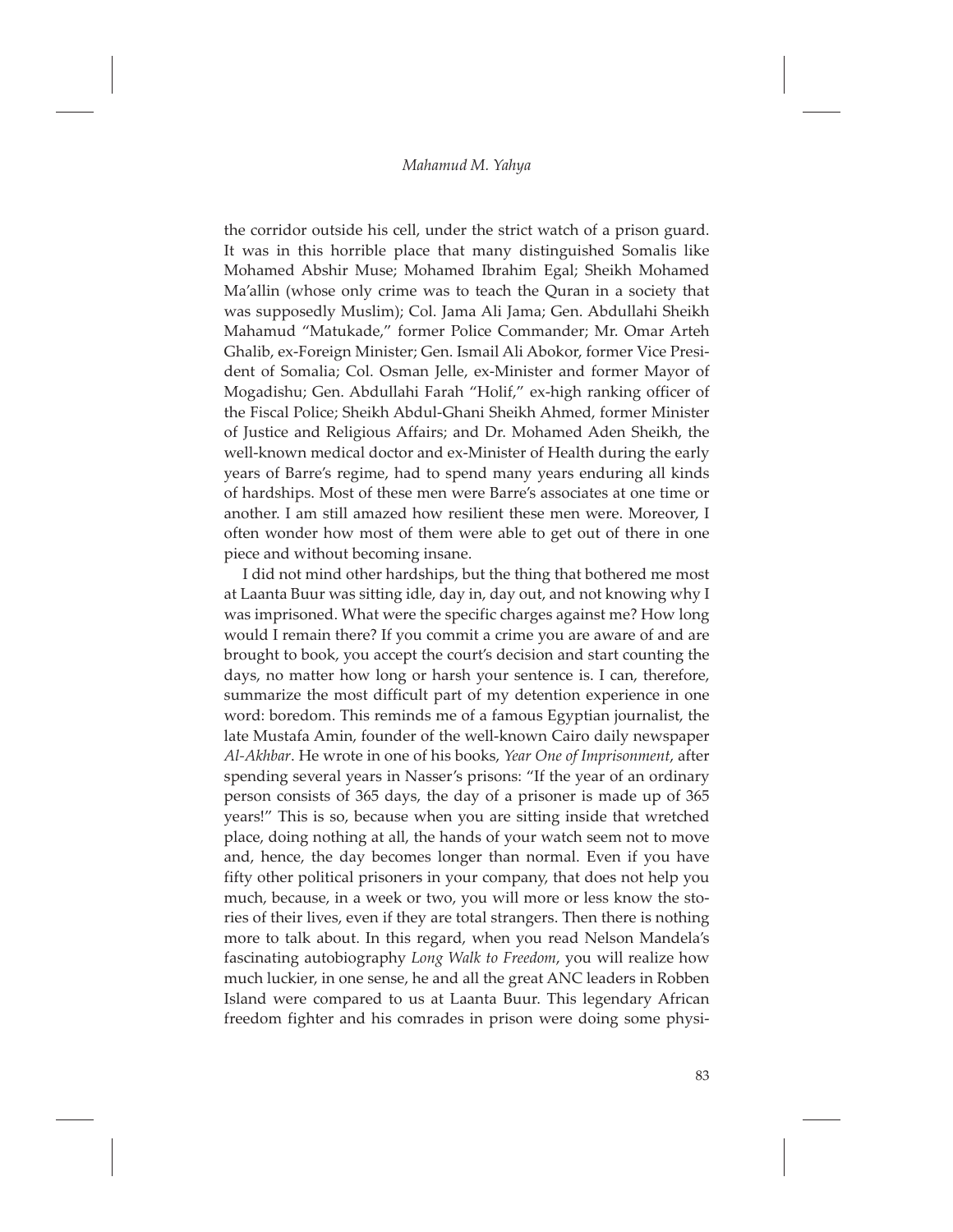the corridor outside his cell, under the strict watch of a prison guard. It was in this horrible place that many distinguished Somalis like Mohamed Abshir Muse; Mohamed Ibrahim Egal; Sheikh Mohamed Ma'allin (whose only crime was to teach the Quran in a society that was supposedly Muslim); Col. Jama Ali Jama; Gen. Abdullahi Sheikh Mahamud "Matukade," former Police Commander; Mr. Omar Arteh Ghalib, ex-Foreign Minister; Gen. Ismail Ali Abokor, former Vice President of Somalia; Col. Osman Jelle, ex-Minister and former Mayor of Mogadishu; Gen. Abdullahi Farah "Holif," ex-high ranking officer of the Fiscal Police; Sheikh Abdul-Ghani Sheikh Ahmed, former Minister of Justice and Religious Affairs; and Dr. Mohamed Aden Sheikh, the well-known medical doctor and ex-Minister of Health during the early years of Barre's regime, had to spend many years enduring all kinds of hardships. Most of these men were Barre's associates at one time or another. I am still amazed how resilient these men were. Moreover, I often wonder how most of them were able to get out of there in one piece and without becoming insane.

I did not mind other hardships, but the thing that bothered me most at Laanta Buur was sitting idle, day in, day out, and not knowing why I was imprisoned. What were the specific charges against me? How long would I remain there? If you commit a crime you are aware of and are brought to book, you accept the court's decision and start counting the days, no matter how long or harsh your sentence is. I can, therefore, summarize the most difficult part of my detention experience in one word: boredom. This reminds me of a famous Egyptian journalist, the late Mustafa Amin, founder of the well-known Cairo daily newspaper *Al-Akhbar*. He wrote in one of his books, *Year One of Imprisonment*, after spending several years in Nasser's prisons: "If the year of an ordinary person consists of 365 days, the day of a prisoner is made up of 365 years!" This is so, because when you are sitting inside that wretched place, doing nothing at all, the hands of your watch seem not to move and, hence, the day becomes longer than normal. Even if you have fifty other political prisoners in your company, that does not help you much, because, in a week or two, you will more or less know the stories of their lives, even if they are total strangers. Then there is nothing more to talk about. In this regard, when you read Nelson Mandela's fascinating autobiography *Long Walk to Freedom*, you will realize how much luckier, in one sense, he and all the great ANC leaders in Robben Island were compared to us at Laanta Buur. This legendary African freedom fighter and his comrades in prison were doing some physi-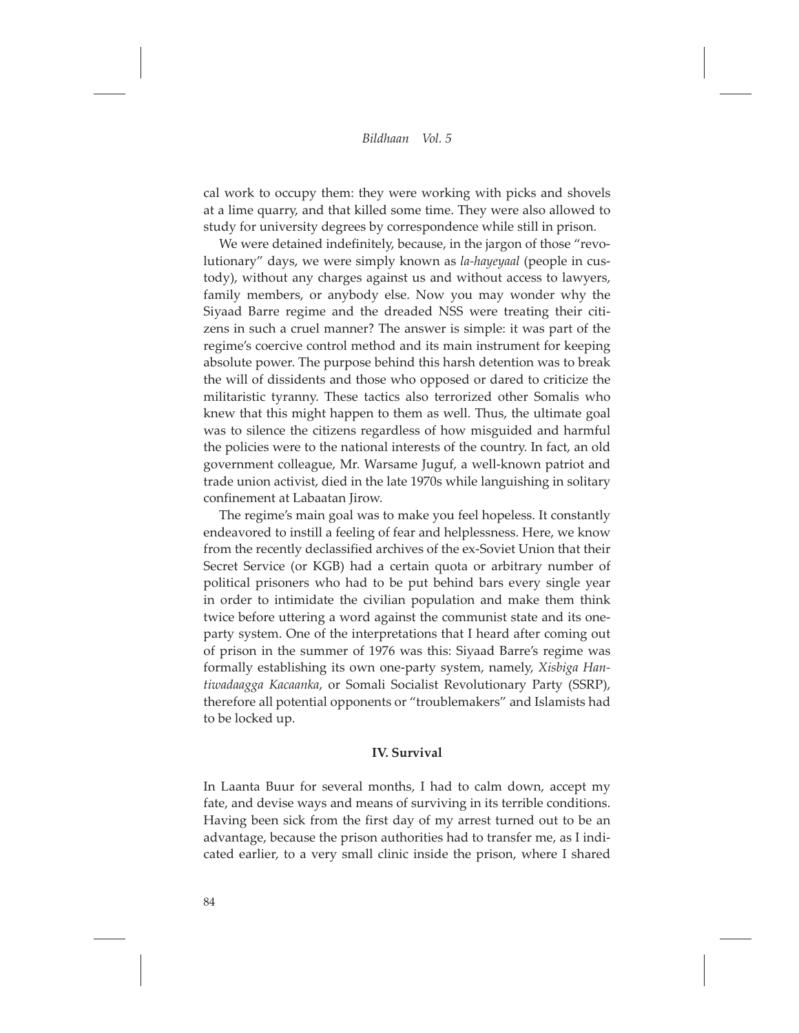cal work to occupy them: they were working with picks and shovels at a lime quarry, and that killed some time. They were also allowed to study for university degrees by correspondence while still in prison.

We were detained indefinitely, because, in the jargon of those "revolutionary" days, we were simply known as *la-hayeyaal* (people in custody), without any charges against us and without access to lawyers, family members, or anybody else. Now you may wonder why the Siyaad Barre regime and the dreaded NSS were treating their citizens in such a cruel manner? The answer is simple: it was part of the regime's coercive control method and its main instrument for keeping absolute power. The purpose behind this harsh detention was to break the will of dissidents and those who opposed or dared to criticize the militaristic tyranny. These tactics also terrorized other Somalis who knew that this might happen to them as well. Thus, the ultimate goal was to silence the citizens regardless of how misguided and harmful the policies were to the national interests of the country. In fact, an old government colleague, Mr. Warsame Juguf, a well-known patriot and trade union activist, died in the late 1970s while languishing in solitary confinement at Labaatan Jirow.

The regime's main goal was to make you feel hopeless. It constantly endeavored to instill a feeling of fear and helplessness. Here, we know from the recently declassified archives of the ex-Soviet Union that their Secret Service (or KGB) had a certain quota or arbitrary number of political prisoners who had to be put behind bars every single year in order to intimidate the civilian population and make them think twice before uttering a word against the communist state and its one-party system. One of the interpretations that I heard after coming out of prison in the summer of 1976 was this: Siyaad Barre's regime was formally establishing its own one-party system, namely, *Xisbiga Hantiwadaagga Kacaanka*, or Somali Socialist Revolutionary Party (SSRP), therefore all potential opponents or "troublemakers" and Islamists had to be locked up.

## IV. Survival

In Laanta Buur for several months, I had to calm down, accept my fate, and devise ways and means of surviving in its terrible conditions. Having been sick from the first day of my arrest turned out to be an advantage, because the prison authorities had to transfer me, as I indicated earlier, to a very small clinic inside the prison, where I shared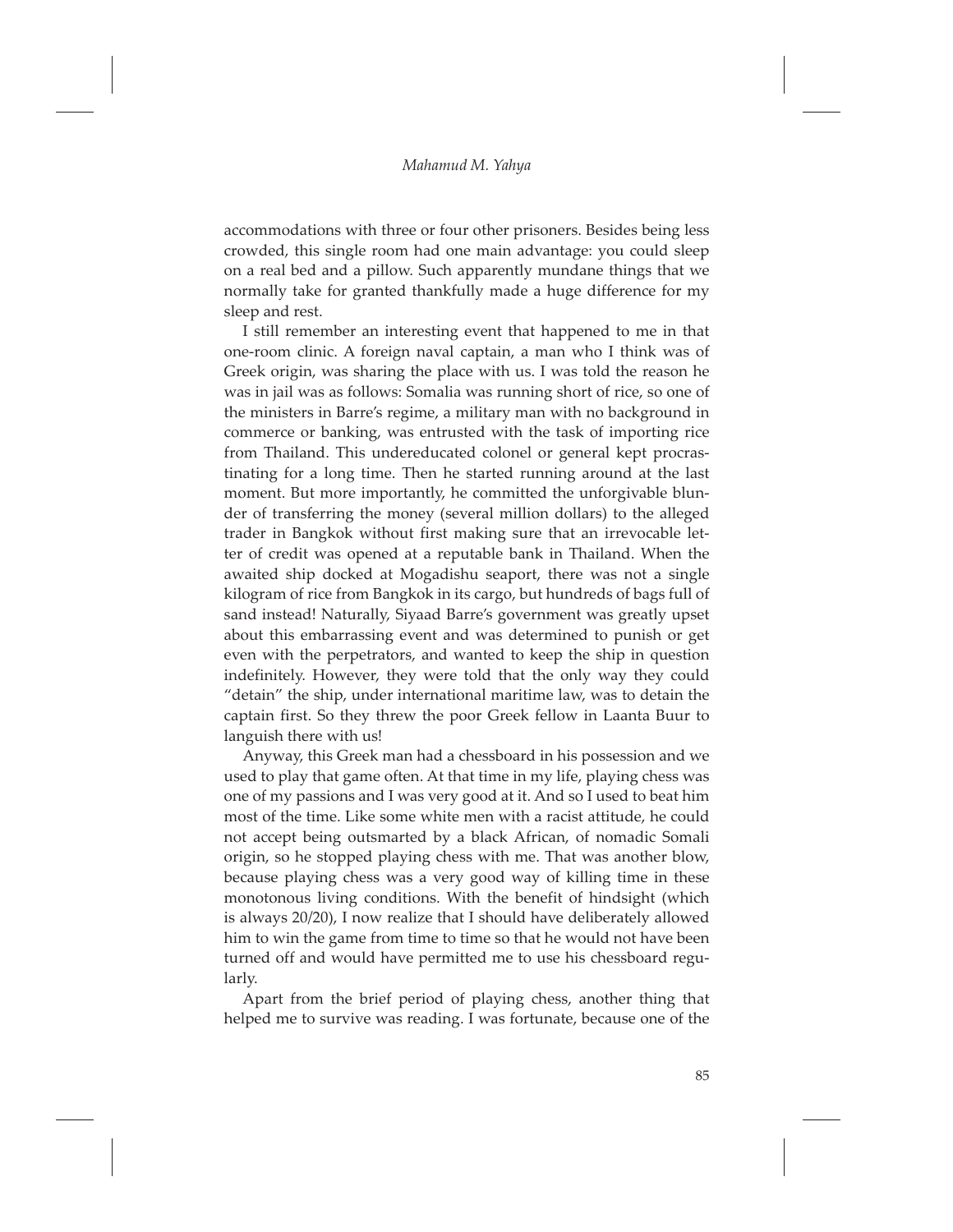accommodations with three or four other prisoners. Besides being less crowded, this single room had one main advantage: you could sleep on a real bed and a pillow. Such apparently mundane things that we normally take for granted thankfully made a huge difference for my sleep and rest.

I still remember an interesting event that happened to me in that one-room clinic. A foreign naval captain, a man who I think was of Greek origin, was sharing the place with us. I was told the reason he was in jail was as follows: Somalia was running short of rice, so one of the ministers in Barre's regime, a military man with no background in commerce or banking, was entrusted with the task of importing rice from Thailand. This undereducated colonel or general kept procrastinating for a long time. Then he started running around at the last moment. But more importantly, he committed the unforgivable blunder of transferring the money (several million dollars) to the alleged trader in Bangkok without first making sure that an irrevocable letter of credit was opened at a reputable bank in Thailand. When the awaited ship docked at Mogadishu seaport, there was not a single kilogram of rice from Bangkok in its cargo, but hundreds of bags full of sand instead! Naturally, Siyaad Barre's government was greatly upset about this embarrassing event and was determined to punish or get even with the perpetrators, and wanted to keep the ship in question indefinitely. However, they were told that the only way they could "detain" the ship, under international maritime law, was to detain the captain first. So they threw the poor Greek fellow in Laanta Buur to languish there with us!

Anyway, this Greek man had a chessboard in his possession and we used to play that game often. At that time in my life, playing chess was one of my passions and I was very good at it. And so I used to beat him most of the time. Like some white men with a racist attitude, he could not accept being outsmarted by a black African, of nomadic Somali origin, so he stopped playing chess with me. That was another blow, because playing chess was a very good way of killing time in these monotonous living conditions. With the benefit of hindsight (which is always 20/20), I now realize that I should have deliberately allowed him to win the game from time to time so that he would not have been turned off and would have permitted me to use his chessboard regularly.

Apart from the brief period of playing chess, another thing that helped me to survive was reading. I was fortunate, because one of the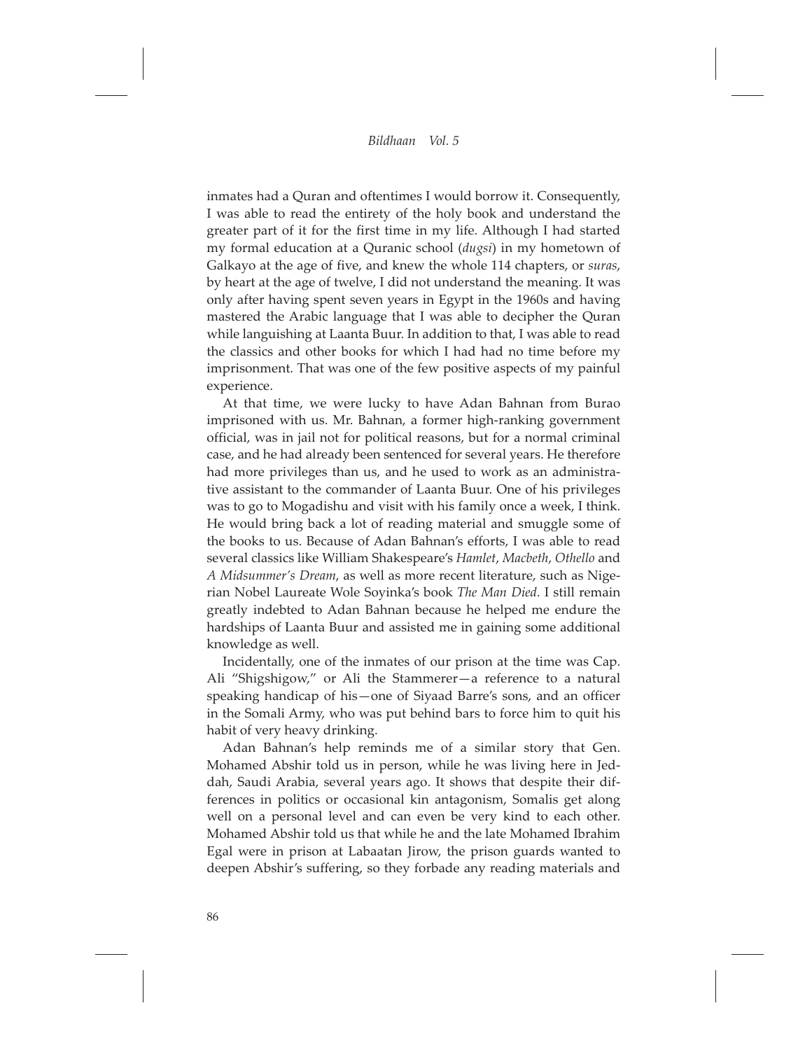inmates had a Quran and oftentimes I would borrow it. Consequently, I was able to read the entirety of the holy book and understand the greater part of it for the first time in my life. Although I had started my formal education at a Quranic school (*dugsi*) in my hometown of Galkayo at the age of five, and knew the whole 114 chapters, or *suras*, by heart at the age of twelve, I did not understand the meaning. It was only after having spent seven years in Egypt in the 1960s and having mastered the Arabic language that I was able to decipher the Quran while languishing at Laanta Buur. In addition to that, I was able to read the classics and other books for which I had had no time before my imprisonment. That was one of the few positive aspects of my painful experience.

At that time, we were lucky to have Adan Bahnan from Burao imprisoned with us. Mr. Bahnan, a former high-ranking government official, was in jail not for political reasons, but for a normal criminal case, and he had already been sentenced for several years. He therefore had more privileges than us, and he used to work as an administrative assistant to the commander of Laanta Buur. One of his privileges was to go to Mogadishu and visit with his family once a week, I think. He would bring back a lot of reading material and smuggle some of the books to us. Because of Adan Bahnan's efforts, I was able to read several classics like William Shakespeare's *Hamlet*, *Macbeth*, *Othello* and *A Midsummer's Dream*, as well as more recent literature, such as Nigerian Nobel Laureate Wole Soyinka's book *The Man Died*. I still remain greatly indebted to Adan Bahnan because he helped me endure the hardships of Laanta Buur and assisted me in gaining some additional knowledge as well.

Incidentally, one of the inmates of our prison at the time was Cap. Ali "Shigshigow," or Ali the Stammerer—a reference to a natural speaking handicap of his—one of Siyaad Barre's sons, and an officer in the Somali Army, who was put behind bars to force him to quit his habit of very heavy drinking.

Adan Bahnan's help reminds me of a similar story that Gen. Mohamed Abshir told us in person, while he was living here in Jeddah, Saudi Arabia, several years ago. It shows that despite their differences in politics or occasional kin antagonism, Somalis get along well on a personal level and can even be very kind to each other. Mohamed Abshir told us that while he and the late Mohamed Ibrahim Egal were in prison at Labaatan Jirow, the prison guards wanted to deepen Abshir's suffering, so they forbade any reading materials and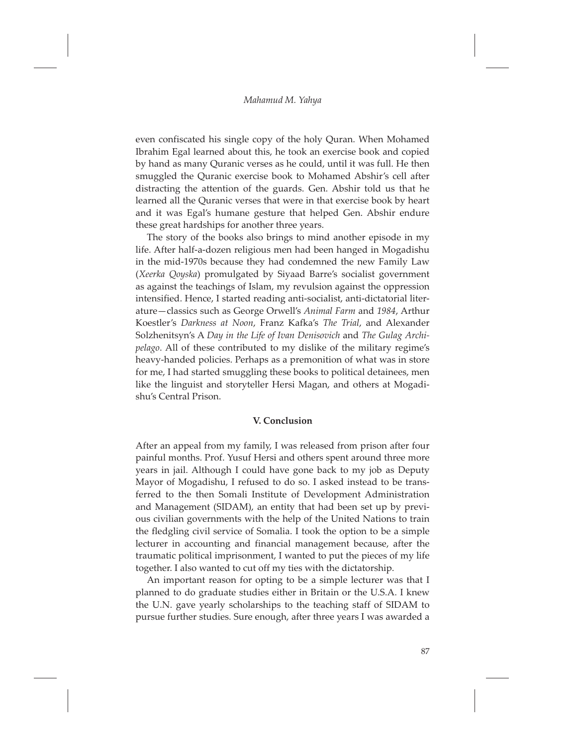even confiscated his single copy of the holy Quran. When Mohamed Ibrahim Egal learned about this, he took an exercise book and copied by hand as many Quranic verses as he could, until it was full. He then smuggled the Quranic exercise book to Mohamed Abshir's cell after distracting the attention of the guards. Gen. Abshir told us that he learned all the Quranic verses that were in that exercise book by heart and it was Egal's humane gesture that helped Gen. Abshir endure these great hardships for another three years.

The story of the books also brings to mind another episode in my life. After half-a-dozen religious men had been hanged in Mogadishu in the mid-1970s because they had condemned the new Family Law (*Xeerka Qoyska*) promulgated by Siyaad Barre's socialist government as against the teachings of Islam, my revulsion against the oppression intensified. Hence, I started reading anti-socialist, anti-dictatorial literature—classics such as George Orwell's *Animal Farm* and *1984*, Arthur Koestler's *Darkness at Noon*, Franz Kafka's *The Trial*, and Alexander Solzhenitsyn's A *Day in the Life of Ivan Denisovich* and *The Gulag Archipelago*. All of these contributed to my dislike of the military regime's heavy-handed policies. Perhaps as a premonition of what was in store for me, I had started smuggling these books to political detainees, men like the linguist and storyteller Hersi Magan, and others at Mogadishu's Central Prison.

## V. Conclusion

After an appeal from my family, I was released from prison after four painful months. Prof. Yusuf Hersi and others spent around three more years in jail. Although I could have gone back to my job as Deputy Mayor of Mogadishu, I refused to do so. I asked instead to be transferred to the then Somali Institute of Development Administration and Management (SIDAM), an entity that had been set up by previous civilian governments with the help of the United Nations to train the fledgling civil service of Somalia. I took the option to be a simple lecturer in accounting and financial management because, after the traumatic political imprisonment, I wanted to put the pieces of my life together. I also wanted to cut off my ties with the dictatorship.

An important reason for opting to be a simple lecturer was that I planned to do graduate studies either in Britain or the U.S.A. I knew the U.N. gave yearly scholarships to the teaching staff of SIDAM to pursue further studies. Sure enough, after three years I was awarded a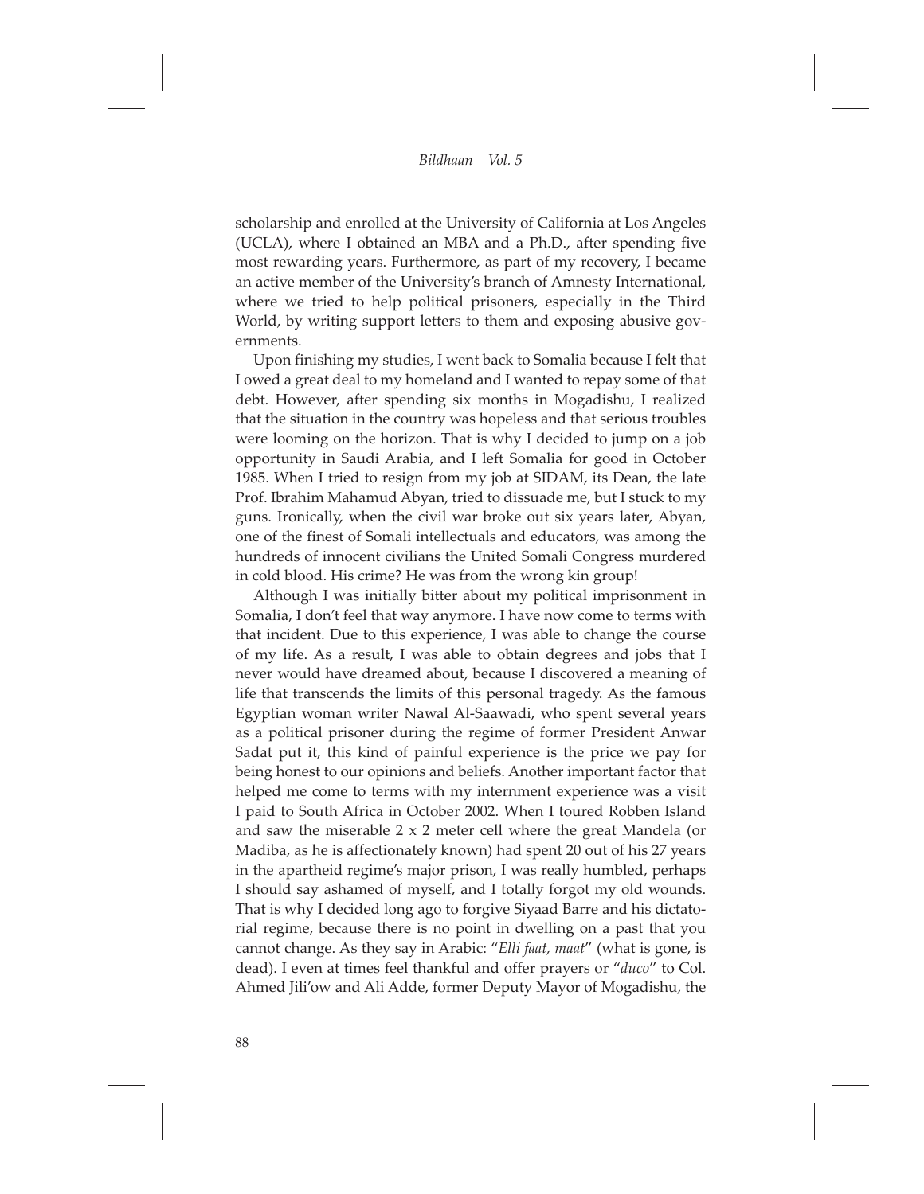scholarship and enrolled at the University of California at Los Angeles (UCLA), where I obtained an MBA and a Ph.D., after spending five most rewarding years. Furthermore, as part of my recovery, I became an active member of the University's branch of Amnesty International, where we tried to help political prisoners, especially in the Third World, by writing support letters to them and exposing abusive governments.

Upon finishing my studies, I went back to Somalia because I felt that I owed a great deal to my homeland and I wanted to repay some of that debt. However, after spending six months in Mogadishu, I realized that the situation in the country was hopeless and that serious troubles were looming on the horizon. That is why I decided to jump on a job opportunity in Saudi Arabia, and I left Somalia for good in October 1985. When I tried to resign from my job at SIDAM, its Dean, the late Prof. Ibrahim Mahamud Abyan, tried to dissuade me, but I stuck to my guns. Ironically, when the civil war broke out six years later, Abyan, one of the finest of Somali intellectuals and educators, was among the hundreds of innocent civilians the United Somali Congress murdered in cold blood. His crime? He was from the wrong kin group!

Although I was initially bitter about my political imprisonment in Somalia, I don't feel that way anymore. I have now come to terms with that incident. Due to this experience, I was able to change the course of my life. As a result, I was able to obtain degrees and jobs that I never would have dreamed about, because I discovered a meaning of life that transcends the limits of this personal tragedy. As the famous Egyptian woman writer Nawal Al-Saawadi, who spent several years as a political prisoner during the regime of former President Anwar Sadat put it, this kind of painful experience is the price we pay for being honest to our opinions and beliefs. Another important factor that helped me come to terms with my internment experience was a visit I paid to South Africa in October 2002. When I toured Robben Island and saw the miserable 2 x 2 meter cell where the great Mandela (or Madiba, as he is affectionately known) had spent 20 out of his 27 years in the apartheid regime's major prison, I was really humbled, perhaps I should say ashamed of myself, and I totally forgot my old wounds. That is why I decided long ago to forgive Siyaad Barre and his dictatorial regime, because there is no point in dwelling on a past that you cannot change. As they say in Arabic: "*Elli faat, maat*" (what is gone, is dead). I even at times feel thankful and offer prayers or "*duco*" to Col. Ahmed Jili'ow and Ali Adde, former Deputy Mayor of Mogadishu, the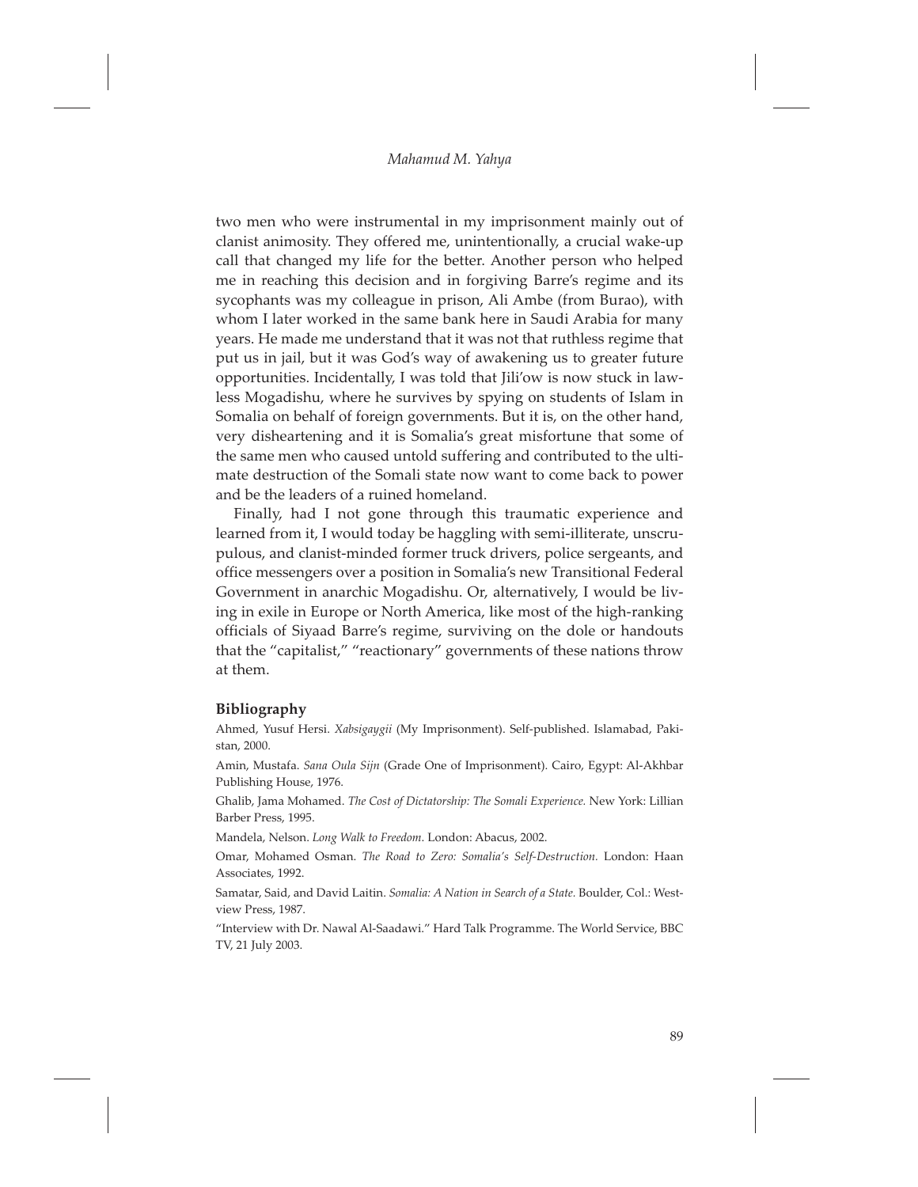two men who were instrumental in my imprisonment mainly out of clanist animosity. They offered me, unintentionally, a crucial wake-up call that changed my life for the better. Another person who helped me in reaching this decision and in forgiving Barre's regime and its sycophants was my colleague in prison, Ali Ambe (from Burao), with whom I later worked in the same bank here in Saudi Arabia for many years. He made me understand that it was not that ruthless regime that put us in jail, but it was God's way of awakening us to greater future opportunities. Incidentally, I was told that Jili'ow is now stuck in lawless Mogadishu, where he survives by spying on students of Islam in Somalia on behalf of foreign governments. But it is, on the other hand, very disheartening and it is Somalia's great misfortune that some of the same men who caused untold suffering and contributed to the ultimate destruction of the Somali state now want to come back to power and be the leaders of a ruined homeland.

Finally, had I not gone through this traumatic experience and learned from it, I would today be haggling with semi-illiterate, unscrupulous, and clanist-minded former truck drivers, police sergeants, and office messengers over a position in Somalia's new Transitional Federal Government in anarchic Mogadishu. Or, alternatively, I would be living in exile in Europe or North America, like most of the high-ranking officials of Siyaad Barre's regime, surviving on the dole or handouts that the "capitalist," "reactionary" governments of these nations throw at them.

## Bibliography

Ahmed, Yusuf Hersi. *Xabsigaygii* (My Imprisonment). Self-published. Islamabad, Pakistan, 2000.

Amin, Mustafa. *Sana Oula Sijn* (Grade One of Imprisonment). Cairo, Egypt: Al-Akhbar Publishing House, 1976.

Ghalib, Jama Mohamed. *The Cost of Dictatorship: The Somali Experience.* New York: Lillian Barber Press, 1995.

Mandela, Nelson. *Long Walk to Freedom*. London: Abacus, 2002.

Omar, Mohamed Osman. *The Road to Zero: Somalia's Self-Destruction*. London: Haan Associates, 1992.

Samatar, Said, and David Laitin. *Somalia: A Nation in Search of a State.* Boulder, Col.: Westview Press, 1987.

"Interview with Dr. Nawal Al-Saadawi." Hard Talk Programme. The World Service, BBC TV, 21 July 2003.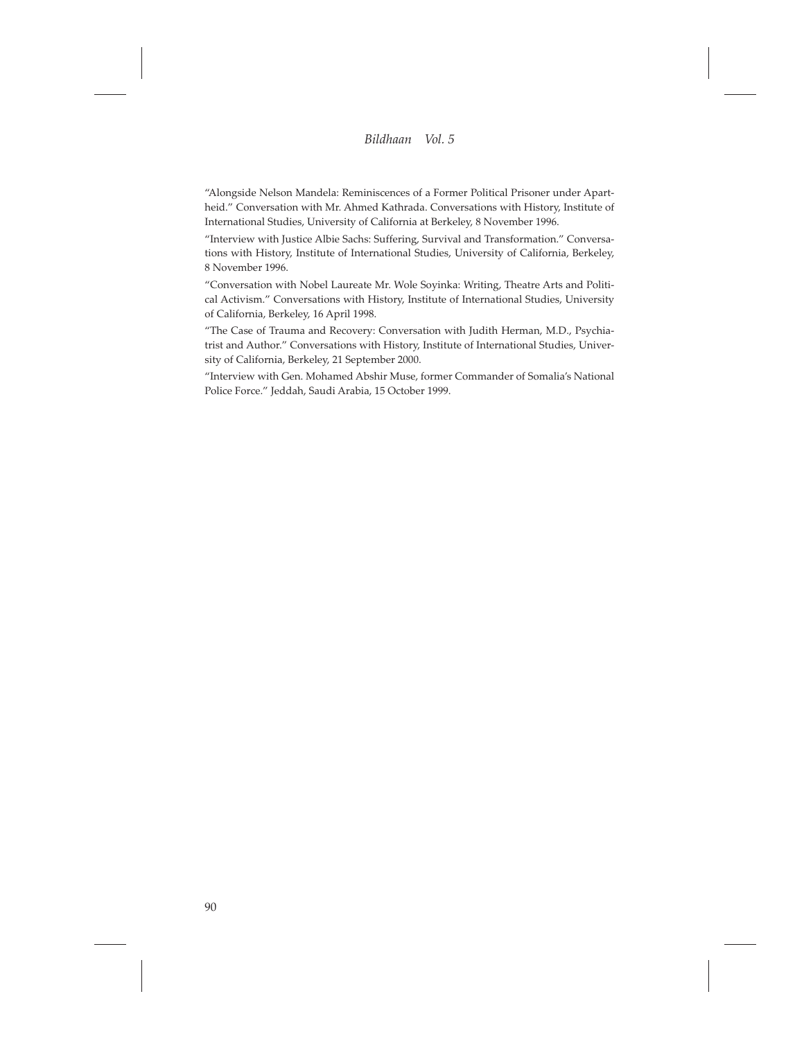"Alongside Nelson Mandela: Reminiscences of a Former Political Prisoner under Apartheid." Conversation with Mr. Ahmed Kathrada. Conversations with History, Institute of International Studies, University of California at Berkeley, 8 November 1996.

"Interview with Justice Albie Sachs: Suffering, Survival and Transformation." Conversations with History, Institute of International Studies, University of California, Berkeley, 8 November 1996.

"Conversation with Nobel Laureate Mr. Wole Soyinka: Writing, Theatre Arts and Political Activism." Conversations with History, Institute of International Studies, University of California, Berkeley, 16 April 1998.

"The Case of Trauma and Recovery: Conversation with Judith Herman, M.D., Psychiatrist and Author." Conversations with History, Institute of International Studies, University of California, Berkeley, 21 September 2000.

"Interview with Gen. Mohamed Abshir Muse, former Commander of Somalia's National Police Force." Jeddah, Saudi Arabia, 15 October 1999.